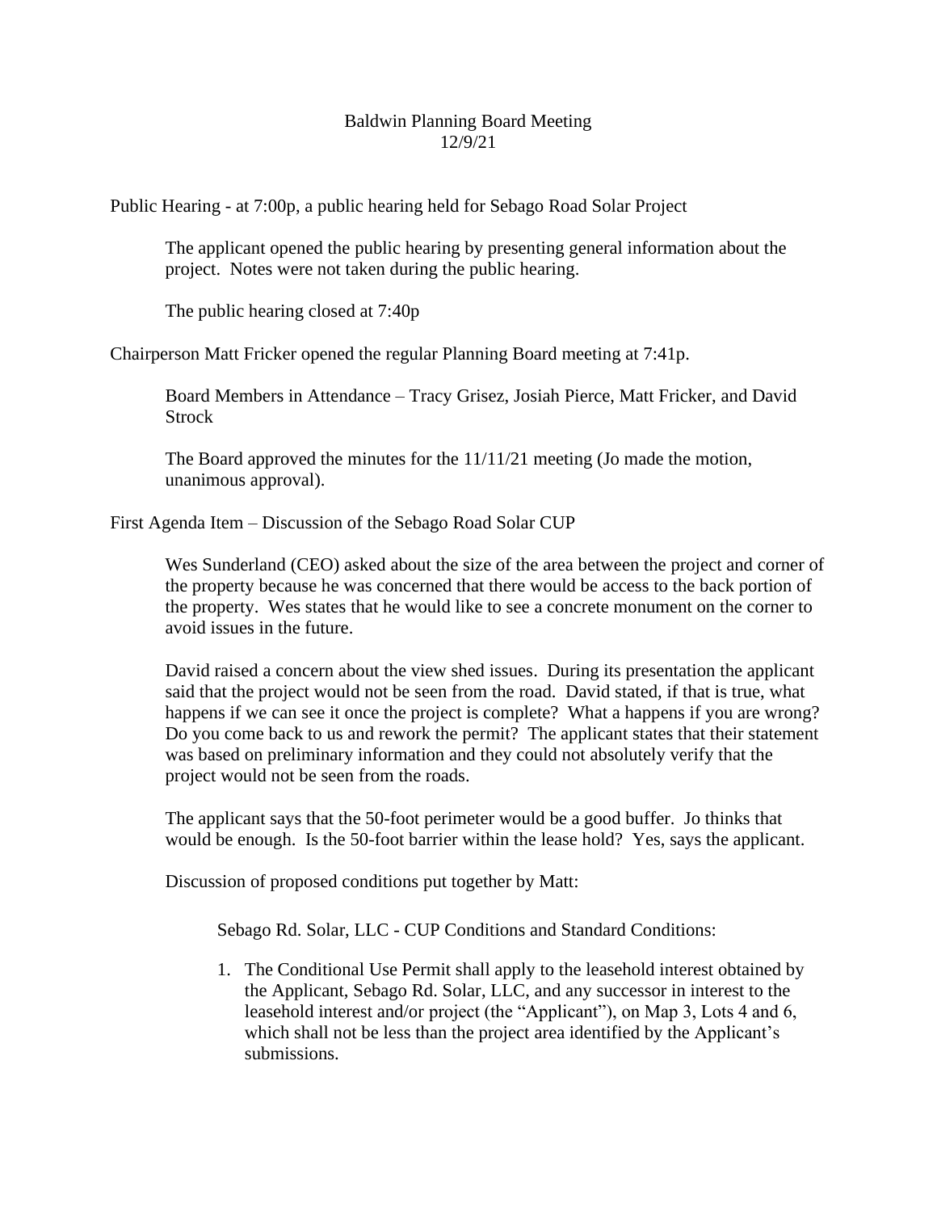# Baldwin Planning Board Meeting
12/9/21

Public Hearing - at 7:00p, a public hearing held for Sebago Road Solar Project

> The applicant opened the public hearing by presenting general information about the project. Notes were not taken during the public hearing.
>
> The public hearing closed at 7:40p

Chairperson Matt Fricker opened the regular Planning Board meeting at 7:41p.

> Board Members in Attendance – Tracy Grisez, Josiah Pierce, Matt Fricker, and David Strock
>
> The Board approved the minutes for the 11/11/21 meeting (Jo made the motion, unanimous approval).

First Agenda Item – Discussion of the Sebago Road Solar CUP

> Wes Sunderland (CEO) asked about the size of the area between the project and corner of the property because he was concerned that there would be access to the back portion of the property. Wes states that he would like to see a concrete monument on the corner to avoid issues in the future.
>
> David raised a concern about the view shed issues. During its presentation the applicant said that the project would not be seen from the road. David stated, if that is true, what happens if we can see it once the project is complete? What a happens if you are wrong? Do you come back to us and rework the permit? The applicant states that their statement was based on preliminary information and they could not absolutely verify that the project would not be seen from the roads.
>
> The applicant says that the 50-foot perimeter would be a good buffer. Jo thinks that would be enough. Is the 50-foot barrier within the lease hold? Yes, says the applicant.
>
> Discussion of proposed conditions put together by Matt:
>
> Sebago Rd. Solar, LLC - CUP Conditions and Standard Conditions:
>
> 1. The Conditional Use Permit shall apply to the leasehold interest obtained by the Applicant, Sebago Rd. Solar, LLC, and any successor in interest to the leasehold interest and/or project (the "Applicant"), on Map 3, Lots 4 and 6, which shall not be less than the project area identified by the Applicant's submissions.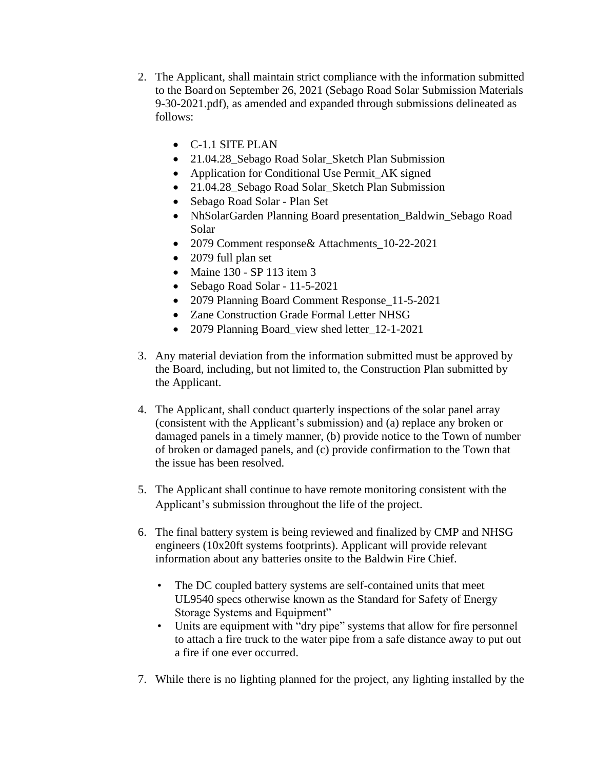2. The Applicant, shall maintain strict compliance with the information submitted to the Board on September 26, 2021 (Sebago Road Solar Submission Materials 9-30-2021.pdf), as amended and expanded through submissions delineated as follows:

    - C-1.1 SITE PLAN
    - 21.04.28_Sebago Road Solar_Sketch Plan Submission
    - Application for Conditional Use Permit_AK signed
    - 21.04.28_Sebago Road Solar_Sketch Plan Submission
    - Sebago Road Solar - Plan Set
    - NhSolarGarden Planning Board presentation_Baldwin_Sebago Road Solar
    - 2079 Comment response& Attachments_10-22-2021
    - 2079 full plan set
    - Maine 130 - SP 113 item 3
    - Sebago Road Solar - 11-5-2021
    - 2079 Planning Board Comment Response_11-5-2021
    - Zane Construction Grade Formal Letter NHSG
    - 2079 Planning Board_view shed letter_12-1-2021

3. Any material deviation from the information submitted must be approved by the Board, including, but not limited to, the Construction Plan submitted by the Applicant.

4. The Applicant, shall conduct quarterly inspections of the solar panel array (consistent with the Applicant's submission) and (a) replace any broken or damaged panels in a timely manner, (b) provide notice to the Town of number of broken or damaged panels, and (c) provide confirmation to the Town that the issue has been resolved.

5. The Applicant shall continue to have remote monitoring consistent with the Applicant's submission throughout the life of the project.

6. The final battery system is being reviewed and finalized by CMP and NHSG engineers (10x20ft systems footprints). Applicant will provide relevant information about any batteries onsite to the Baldwin Fire Chief.

    - The DC coupled battery systems are self-contained units that meet UL9540 specs otherwise known as the Standard for Safety of Energy Storage Systems and Equipment"
    - Units are equipment with "dry pipe" systems that allow for fire personnel to attach a fire truck to the water pipe from a safe distance away to put out a fire if one ever occurred.

7. While there is no lighting planned for the project, any lighting installed by the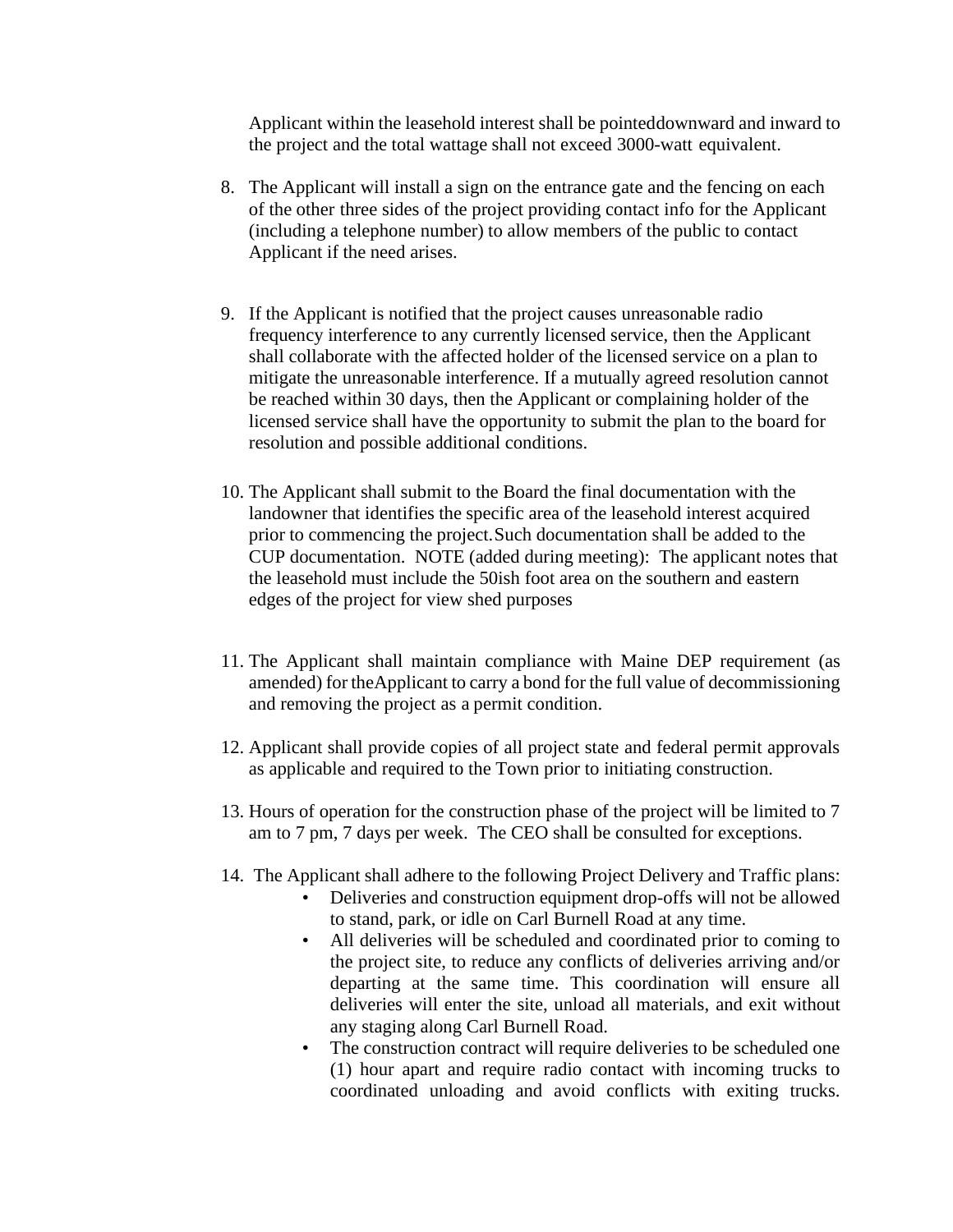Applicant within the leasehold interest shall be pointeddownward and inward to the project and the total wattage shall not exceed 3000-watt equivalent.

8. The Applicant will install a sign on the entrance gate and the fencing on each of the other three sides of the project providing contact info for the Applicant (including a telephone number) to allow members of the public to contact Applicant if the need arises.

9. If the Applicant is notified that the project causes unreasonable radio frequency interference to any currently licensed service, then the Applicant shall collaborate with the affected holder of the licensed service on a plan to mitigate the unreasonable interference. If a mutually agreed resolution cannot be reached within 30 days, then the Applicant or complaining holder of the licensed service shall have the opportunity to submit the plan to the board for resolution and possible additional conditions.

10. The Applicant shall submit to the Board the final documentation with the landowner that identifies the specific area of the leasehold interest acquired prior to commencing the project. Such documentation shall be added to the CUP documentation. NOTE (added during meeting): The applicant notes that the leasehold must include the 50ish foot area on the southern and eastern edges of the project for view shed purposes

11. The Applicant shall maintain compliance with Maine DEP requirement (as amended) for theApplicant to carry a bond for the full value of decommissioning and removing the project as a permit condition.

12. Applicant shall provide copies of all project state and federal permit approvals as applicable and required to the Town prior to initiating construction.

13. Hours of operation for the construction phase of the project will be limited to 7 am to 7 pm, 7 days per week. The CEO shall be consulted for exceptions.

14. The Applicant shall adhere to the following Project Delivery and Traffic plans:
    - Deliveries and construction equipment drop-offs will not be allowed to stand, park, or idle on Carl Burnell Road at any time.
    - All deliveries will be scheduled and coordinated prior to coming to the project site, to reduce any conflicts of deliveries arriving and/or departing at the same time. This coordination will ensure all deliveries will enter the site, unload all materials, and exit without any staging along Carl Burnell Road.
    - The construction contract will require deliveries to be scheduled one (1) hour apart and require radio contact with incoming trucks to coordinated unloading and avoid conflicts with exiting trucks.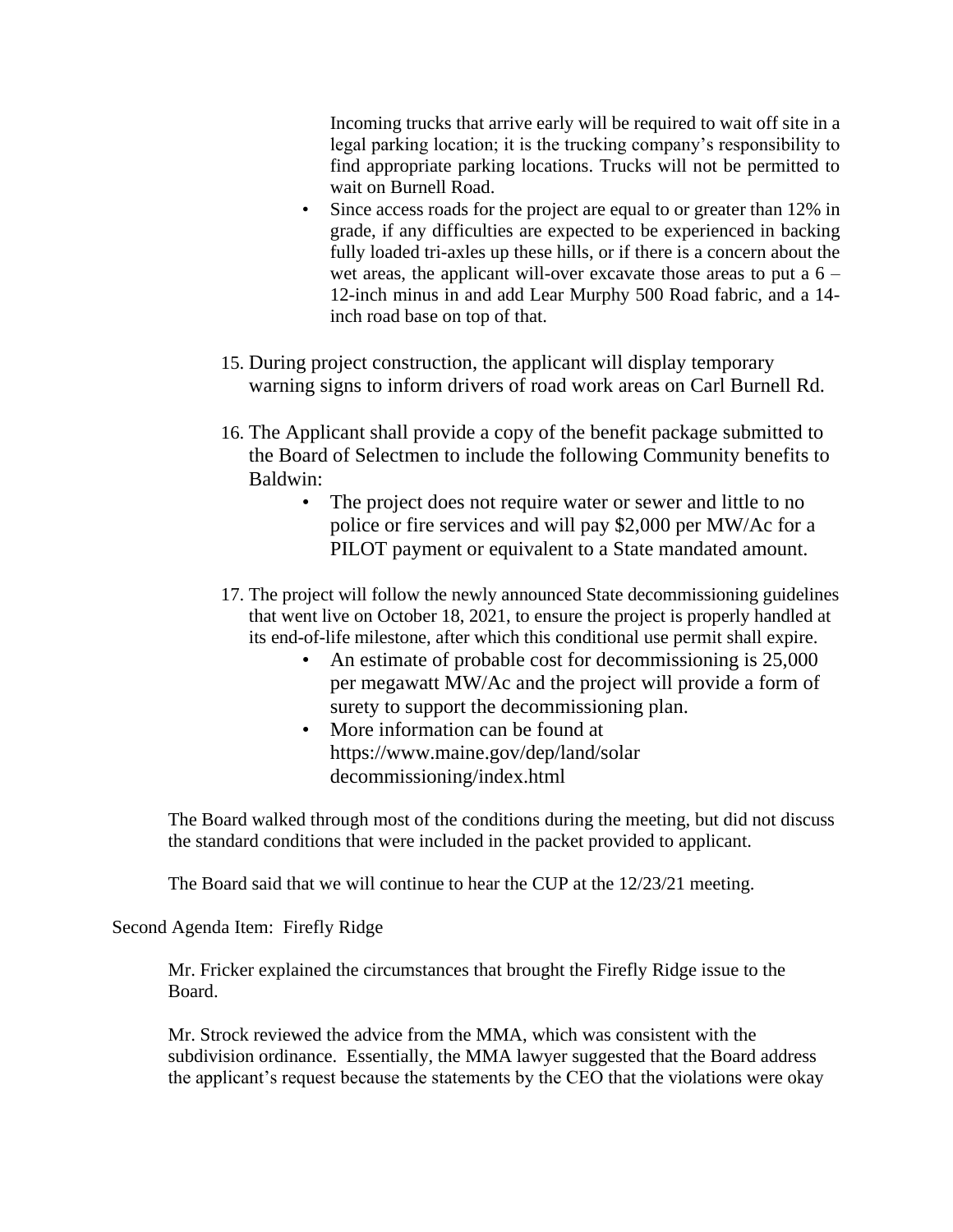Incoming trucks that arrive early will be required to wait off site in a legal parking location; it is the trucking company's responsibility to find appropriate parking locations. Trucks will not be permitted to wait on Burnell Road.

- Since access roads for the project are equal to or greater than 12% in grade, if any difficulties are expected to be experienced in backing fully loaded tri-axles up these hills, or if there is a concern about the wet areas, the applicant will-over excavate those areas to put a 6 – 12-inch minus in and add Lear Murphy 500 Road fabric, and a 14-inch road base on top of that.

15. During project construction, the applicant will display temporary warning signs to inform drivers of road work areas on Carl Burnell Rd.

16. The Applicant shall provide a copy of the benefit package submitted to the Board of Selectmen to include the following Community benefits to Baldwin:
    - The project does not require water or sewer and little to no police or fire services and will pay $2,000 per MW/Ac for a PILOT payment or equivalent to a State mandated amount.

17. The project will follow the newly announced State decommissioning guidelines that went live on October 18, 2021, to ensure the project is properly handled at its end-of-life milestone, after which this conditional use permit shall expire.
    - An estimate of probable cost for decommissioning is 25,000 per megawatt MW/Ac and the project will provide a form of surety to support the decommissioning plan.
    - More information can be found at https://www.maine.gov/dep/land/solar decommissioning/index.html

The Board walked through most of the conditions during the meeting, but did not discuss the standard conditions that were included in the packet provided to applicant.

The Board said that we will continue to hear the CUP at the 12/23/21 meeting.

Second Agenda Item: Firefly Ridge

Mr. Fricker explained the circumstances that brought the Firefly Ridge issue to the Board.

Mr. Strock reviewed the advice from the MMA, which was consistent with the subdivision ordinance. Essentially, the MMA lawyer suggested that the Board address the applicant's request because the statements by the CEO that the violations were okay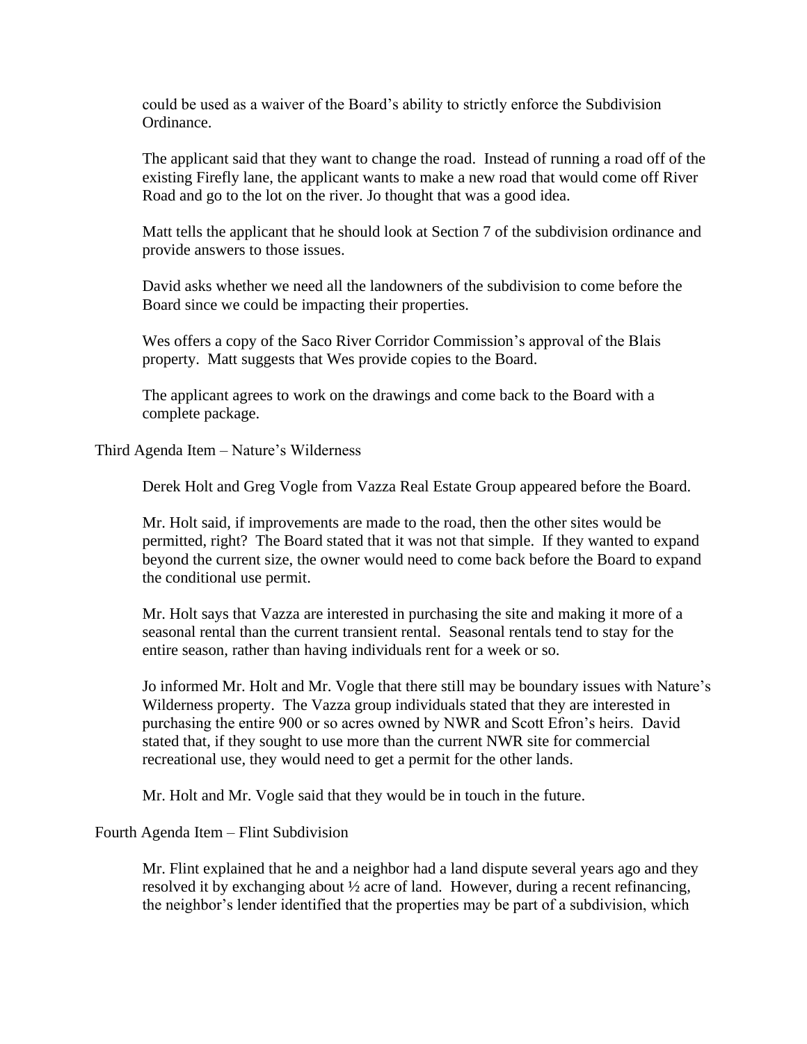could be used as a waiver of the Board's ability to strictly enforce the Subdivision Ordinance.

The applicant said that they want to change the road. Instead of running a road off of the existing Firefly lane, the applicant wants to make a new road that would come off River Road and go to the lot on the river. Jo thought that was a good idea.

Matt tells the applicant that he should look at Section 7 of the subdivision ordinance and provide answers to those issues.

David asks whether we need all the landowners of the subdivision to come before the Board since we could be impacting their properties.

Wes offers a copy of the Saco River Corridor Commission's approval of the Blais property. Matt suggests that Wes provide copies to the Board.

The applicant agrees to work on the drawings and come back to the Board with a complete package.

Third Agenda Item – Nature's Wilderness

Derek Holt and Greg Vogle from Vazza Real Estate Group appeared before the Board.

Mr. Holt said, if improvements are made to the road, then the other sites would be permitted, right? The Board stated that it was not that simple. If they wanted to expand beyond the current size, the owner would need to come back before the Board to expand the conditional use permit.

Mr. Holt says that Vazza are interested in purchasing the site and making it more of a seasonal rental than the current transient rental. Seasonal rentals tend to stay for the entire season, rather than having individuals rent for a week or so.

Jo informed Mr. Holt and Mr. Vogle that there still may be boundary issues with Nature's Wilderness property. The Vazza group individuals stated that they are interested in purchasing the entire 900 or so acres owned by NWR and Scott Efron's heirs. David stated that, if they sought to use more than the current NWR site for commercial recreational use, they would need to get a permit for the other lands.

Mr. Holt and Mr. Vogle said that they would be in touch in the future.

Fourth Agenda Item – Flint Subdivision

Mr. Flint explained that he and a neighbor had a land dispute several years ago and they resolved it by exchanging about ½ acre of land. However, during a recent refinancing, the neighbor's lender identified that the properties may be part of a subdivision, which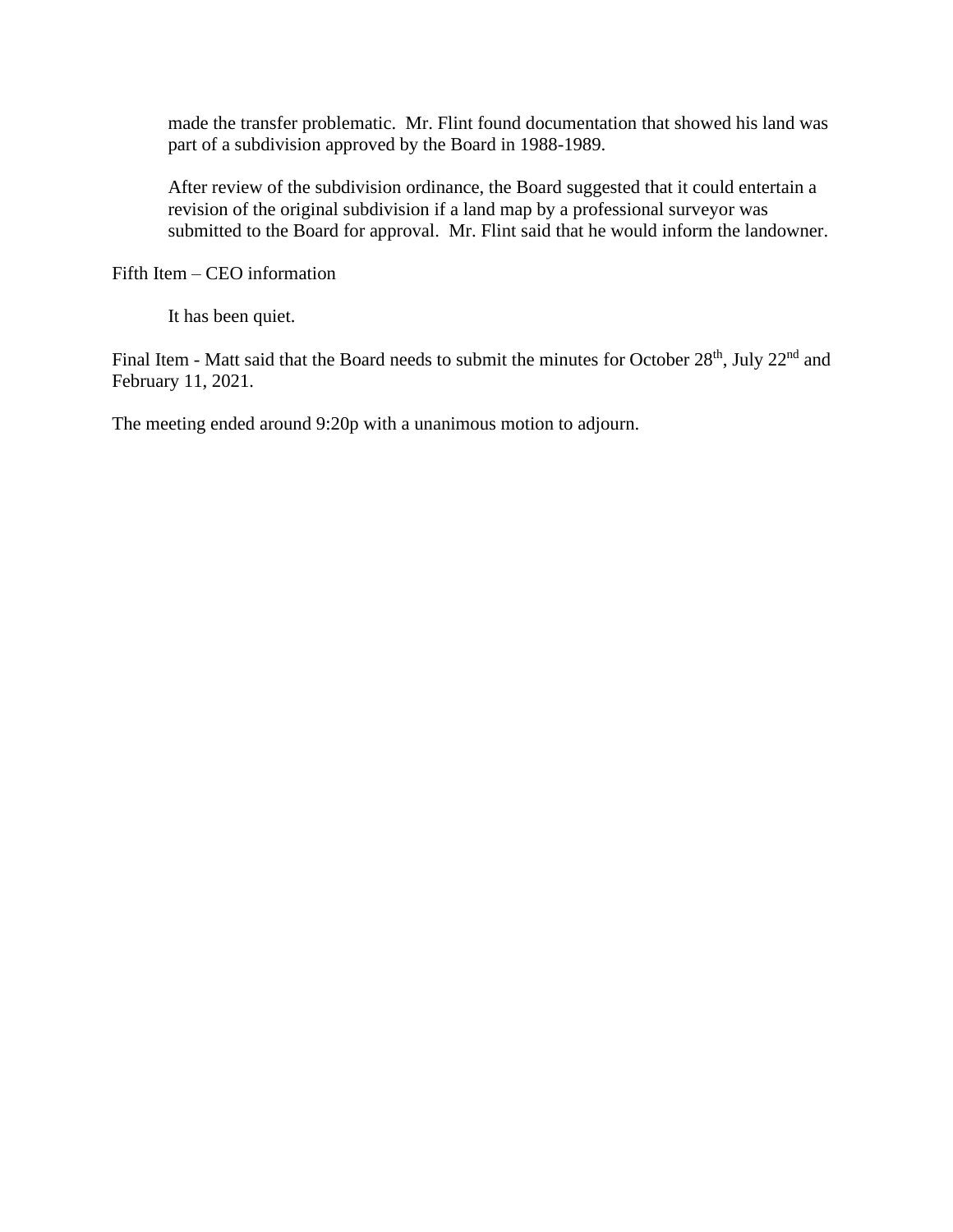made the transfer problematic.  Mr. Flint found documentation that showed his land was part of a subdivision approved by the Board in 1988-1989.

After review of the subdivision ordinance, the Board suggested that it could entertain a revision of the original subdivision if a land map by a professional surveyor was submitted to the Board for approval.  Mr. Flint said that he would inform the landowner.

Fifth Item – CEO information

It has been quiet.

Final Item - Matt said that the Board needs to submit the minutes for October 28th, July 22nd and February 11, 2021.

The meeting ended around 9:20p with a unanimous motion to adjourn.